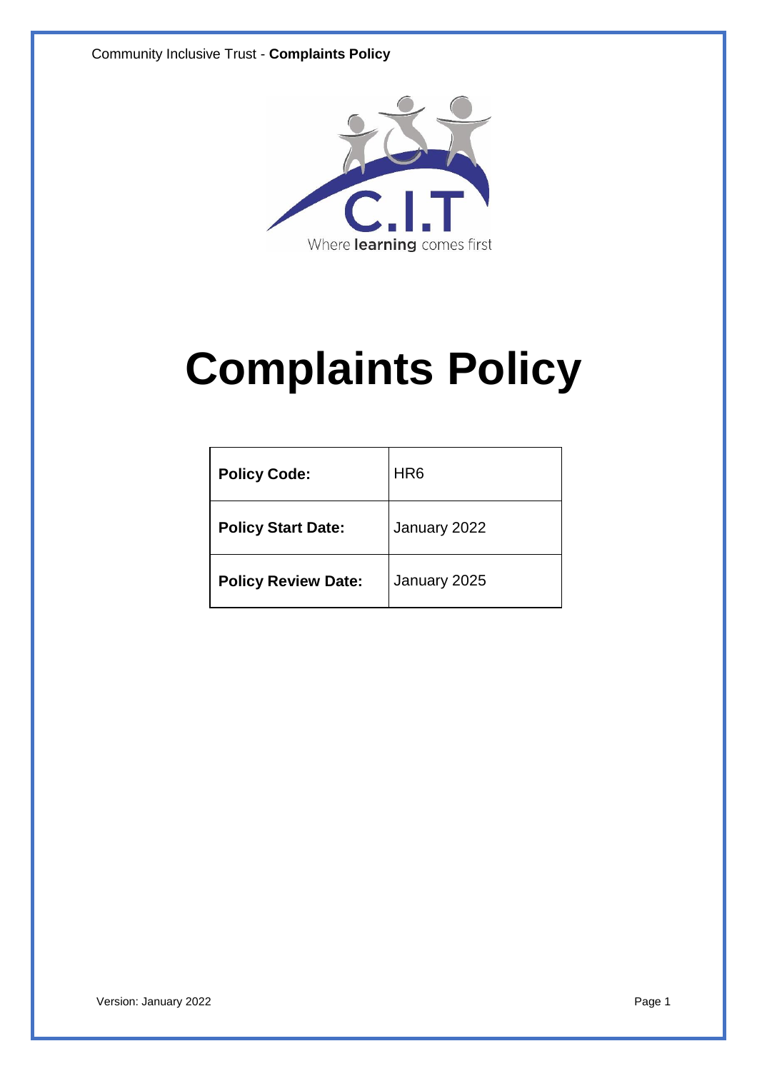# Complaints Policy

| Policy Code: | HR6 |
|---|---|
| Policy Start Date: | January 2022 |
| Policy Review Date: | January 2025 |

Version: January 2022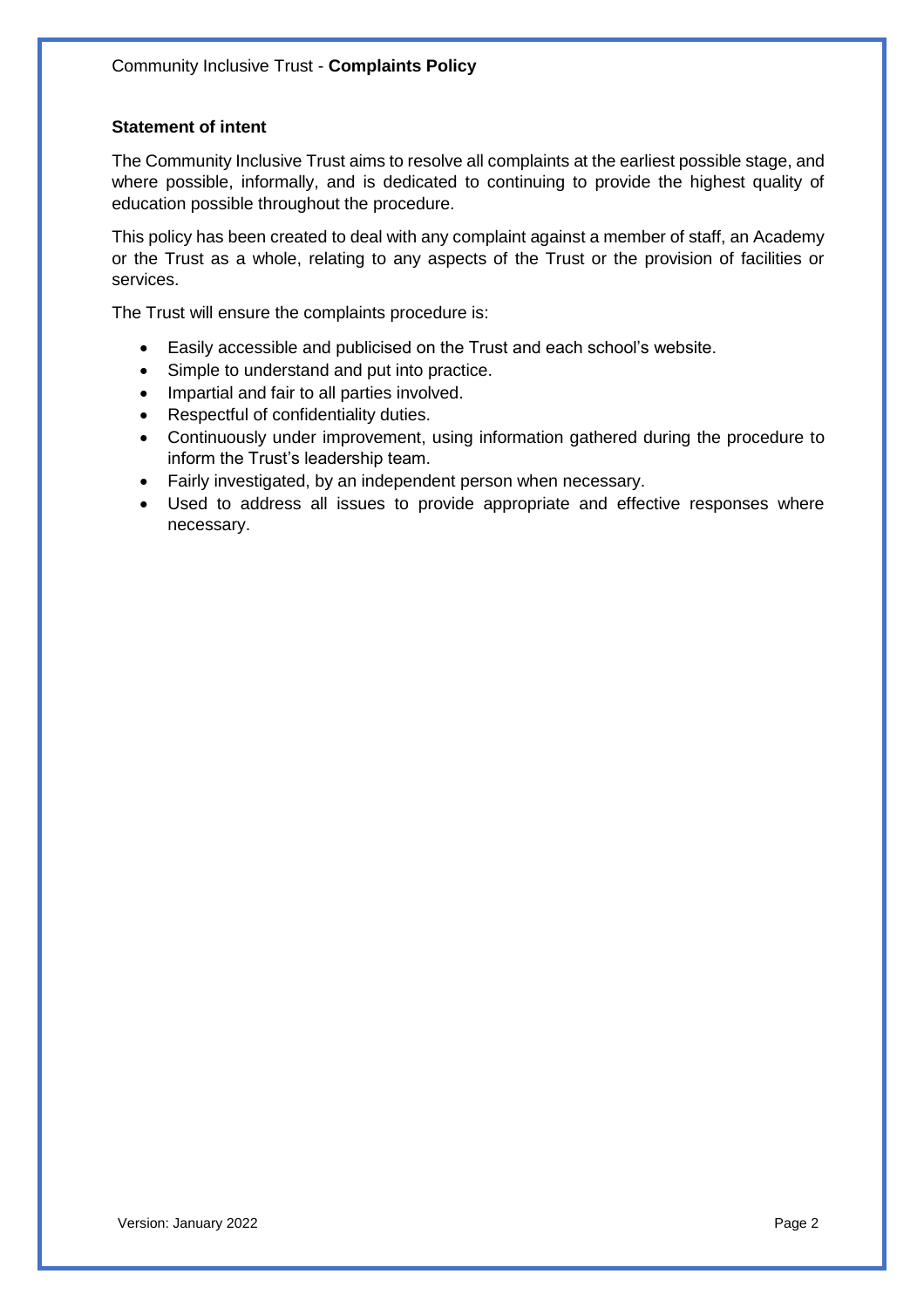## Statement of intent

The Community Inclusive Trust aims to resolve all complaints at the earliest possible stage, and where possible, informally, and is dedicated to continuing to provide the highest quality of education possible throughout the procedure.

This policy has been created to deal with any complaint against a member of staff, an Academy or the Trust as a whole, relating to any aspects of the Trust or the provision of facilities or services.

The Trust will ensure the complaints procedure is:

- Easily accessible and publicised on the Trust and each school's website.
- Simple to understand and put into practice.
- Impartial and fair to all parties involved.
- Respectful of confidentiality duties.
- Continuously under improvement, using information gathered during the procedure to inform the Trust's leadership team.
- Fairly investigated, by an independent person when necessary.
- Used to address all issues to provide appropriate and effective responses where necessary.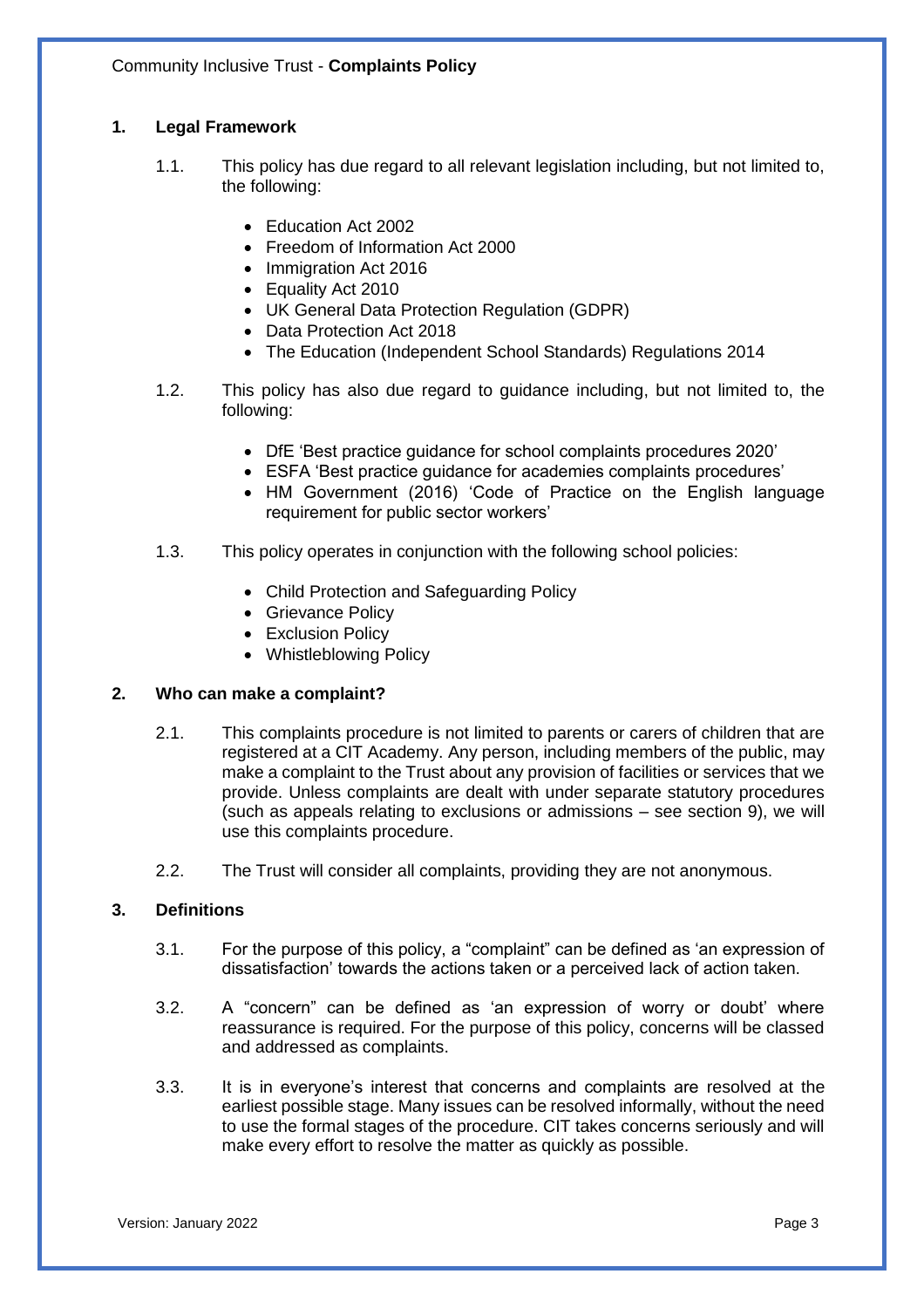## 1. Legal Framework

1.1. This policy has due regard to all relevant legislation including, but not limited to, the following:

- Education Act 2002
- Freedom of Information Act 2000
- Immigration Act 2016
- Equality Act 2010
- UK General Data Protection Regulation (GDPR)
- Data Protection Act 2018
- The Education (Independent School Standards) Regulations 2014

1.2. This policy has also due regard to guidance including, but not limited to, the following:

- DfE 'Best practice guidance for school complaints procedures 2020'
- ESFA 'Best practice guidance for academies complaints procedures'
- HM Government (2016) 'Code of Practice on the English language requirement for public sector workers'

1.3. This policy operates in conjunction with the following school policies:

- Child Protection and Safeguarding Policy
- Grievance Policy
- Exclusion Policy
- Whistleblowing Policy

## 2. Who can make a complaint?

2.1. This complaints procedure is not limited to parents or carers of children that are registered at a CIT Academy. Any person, including members of the public, may make a complaint to the Trust about any provision of facilities or services that we provide. Unless complaints are dealt with under separate statutory procedures (such as appeals relating to exclusions or admissions – see section 9), we will use this complaints procedure.

2.2. The Trust will consider all complaints, providing they are not anonymous.

## 3. Definitions

3.1. For the purpose of this policy, a "complaint" can be defined as 'an expression of dissatisfaction' towards the actions taken or a perceived lack of action taken.

3.2. A "concern" can be defined as 'an expression of worry or doubt' where reassurance is required. For the purpose of this policy, concerns will be classed and addressed as complaints.

3.3. It is in everyone's interest that concerns and complaints are resolved at the earliest possible stage. Many issues can be resolved informally, without the need to use the formal stages of the procedure. CIT takes concerns seriously and will make every effort to resolve the matter as quickly as possible.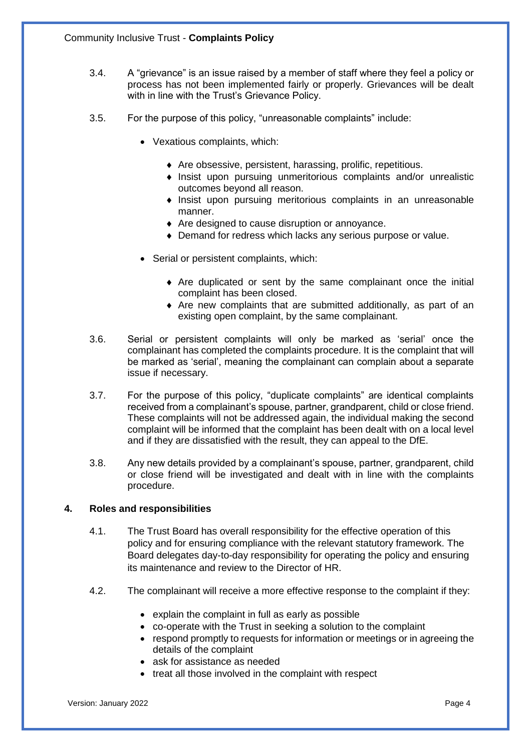3.4. A "grievance" is an issue raised by a member of staff where they feel a policy or process has not been implemented fairly or properly. Grievances will be dealt with in line with the Trust's Grievance Policy.

3.5. For the purpose of this policy, "unreasonable complaints" include:

- Vexatious complaints, which:
  - Are obsessive, persistent, harassing, prolific, repetitious.
  - Insist upon pursuing unmeritorious complaints and/or unrealistic outcomes beyond all reason.
  - Insist upon pursuing meritorious complaints in an unreasonable manner.
  - Are designed to cause disruption or annoyance.
  - Demand for redress which lacks any serious purpose or value.
- Serial or persistent complaints, which:
  - Are duplicated or sent by the same complainant once the initial complaint has been closed.
  - Are new complaints that are submitted additionally, as part of an existing open complaint, by the same complainant.

3.6. Serial or persistent complaints will only be marked as 'serial' once the complainant has completed the complaints procedure. It is the complaint that will be marked as 'serial', meaning the complainant can complain about a separate issue if necessary.

3.7. For the purpose of this policy, "duplicate complaints" are identical complaints received from a complainant's spouse, partner, grandparent, child or close friend. These complaints will not be addressed again, the individual making the second complaint will be informed that the complaint has been dealt with on a local level and if they are dissatisfied with the result, they can appeal to the DfE.

3.8. Any new details provided by a complainant's spouse, partner, grandparent, child or close friend will be investigated and dealt with in line with the complaints procedure.

## 4. Roles and responsibilities

4.1. The Trust Board has overall responsibility for the effective operation of this policy and for ensuring compliance with the relevant statutory framework. The Board delegates day-to-day responsibility for operating the policy and ensuring its maintenance and review to the Director of HR.

4.2. The complainant will receive a more effective response to the complaint if they:

- explain the complaint in full as early as possible
- co-operate with the Trust in seeking a solution to the complaint
- respond promptly to requests for information or meetings or in agreeing the details of the complaint
- ask for assistance as needed
- treat all those involved in the complaint with respect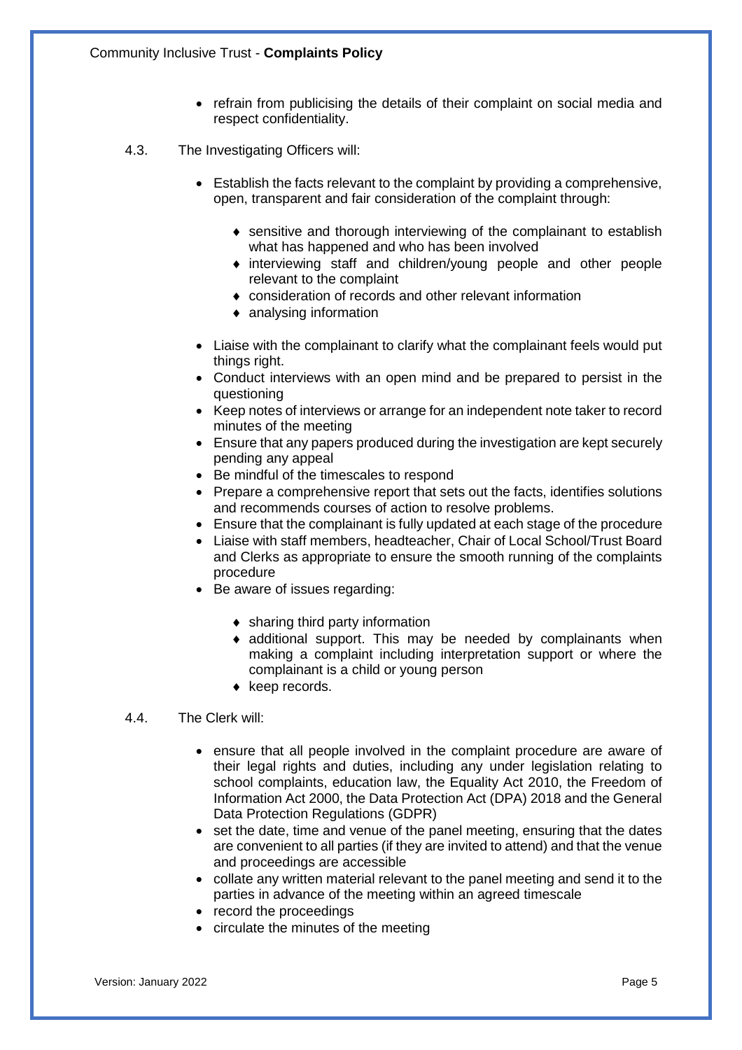- refrain from publicising the details of their complaint on social media and respect confidentiality.

4.3. The Investigating Officers will:

- Establish the facts relevant to the complaint by providing a comprehensive, open, transparent and fair consideration of the complaint through:
  - sensitive and thorough interviewing of the complainant to establish what has happened and who has been involved
  - interviewing staff and children/young people and other people relevant to the complaint
  - consideration of records and other relevant information
  - analysing information
- Liaise with the complainant to clarify what the complainant feels would put things right.
- Conduct interviews with an open mind and be prepared to persist in the questioning
- Keep notes of interviews or arrange for an independent note taker to record minutes of the meeting
- Ensure that any papers produced during the investigation are kept securely pending any appeal
- Be mindful of the timescales to respond
- Prepare a comprehensive report that sets out the facts, identifies solutions and recommends courses of action to resolve problems.
- Ensure that the complainant is fully updated at each stage of the procedure
- Liaise with staff members, headteacher, Chair of Local School/Trust Board and Clerks as appropriate to ensure the smooth running of the complaints procedure
- Be aware of issues regarding:
  - sharing third party information
  - additional support. This may be needed by complainants when making a complaint including interpretation support or where the complainant is a child or young person
  - keep records.

4.4. The Clerk will:

- ensure that all people involved in the complaint procedure are aware of their legal rights and duties, including any under legislation relating to school complaints, education law, the Equality Act 2010, the Freedom of Information Act 2000, the Data Protection Act (DPA) 2018 and the General Data Protection Regulations (GDPR)
- set the date, time and venue of the panel meeting, ensuring that the dates are convenient to all parties (if they are invited to attend) and that the venue and proceedings are accessible
- collate any written material relevant to the panel meeting and send it to the parties in advance of the meeting within an agreed timescale
- record the proceedings
- circulate the minutes of the meeting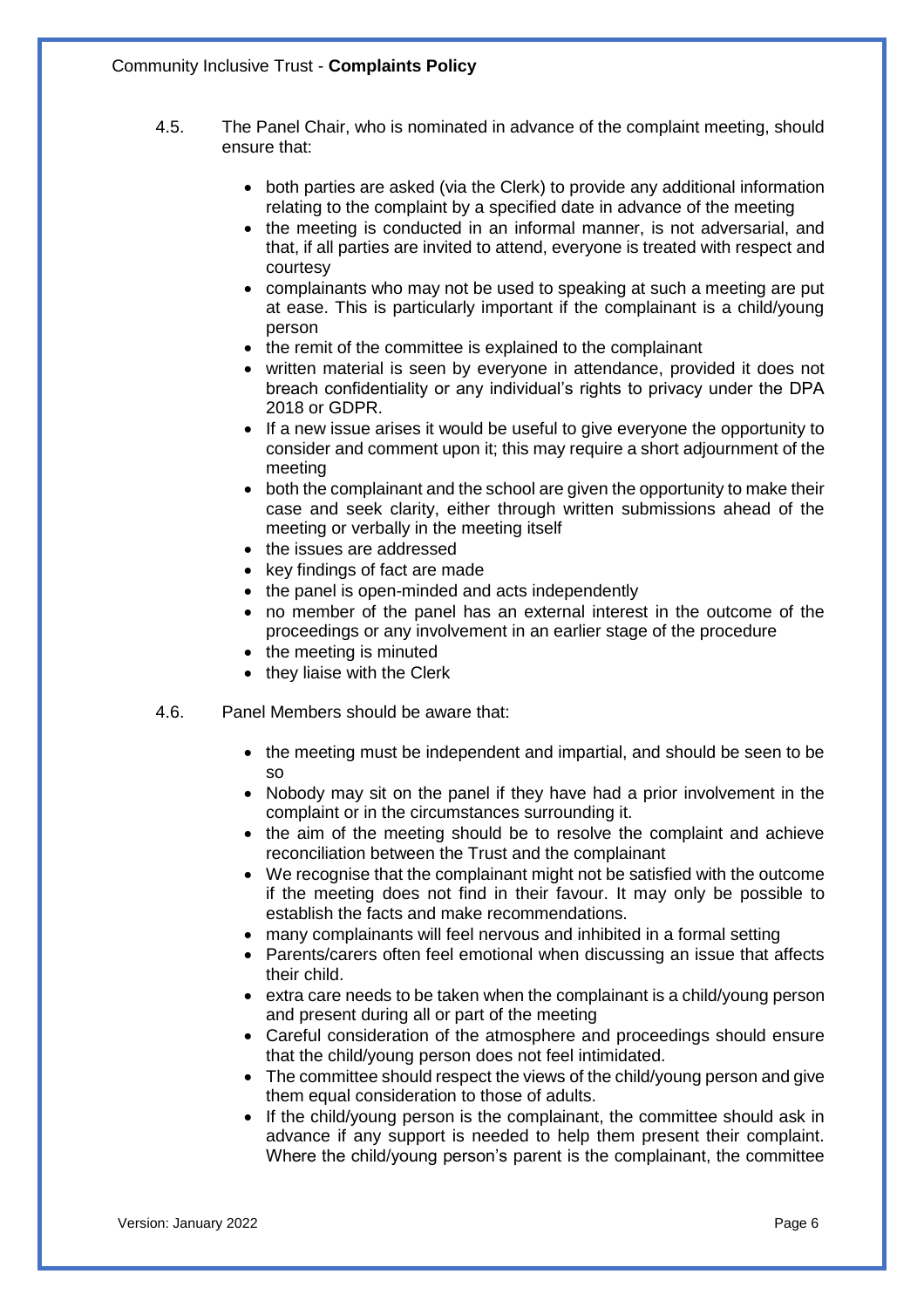4.5. The Panel Chair, who is nominated in advance of the complaint meeting, should ensure that:

- both parties are asked (via the Clerk) to provide any additional information relating to the complaint by a specified date in advance of the meeting
- the meeting is conducted in an informal manner, is not adversarial, and that, if all parties are invited to attend, everyone is treated with respect and courtesy
- complainants who may not be used to speaking at such a meeting are put at ease. This is particularly important if the complainant is a child/young person
- the remit of the committee is explained to the complainant
- written material is seen by everyone in attendance, provided it does not breach confidentiality or any individual's rights to privacy under the DPA 2018 or GDPR.
- If a new issue arises it would be useful to give everyone the opportunity to consider and comment upon it; this may require a short adjournment of the meeting
- both the complainant and the school are given the opportunity to make their case and seek clarity, either through written submissions ahead of the meeting or verbally in the meeting itself
- the issues are addressed
- key findings of fact are made
- the panel is open-minded and acts independently
- no member of the panel has an external interest in the outcome of the proceedings or any involvement in an earlier stage of the procedure
- the meeting is minuted
- they liaise with the Clerk

4.6. Panel Members should be aware that:

- the meeting must be independent and impartial, and should be seen to be so
- Nobody may sit on the panel if they have had a prior involvement in the complaint or in the circumstances surrounding it.
- the aim of the meeting should be to resolve the complaint and achieve reconciliation between the Trust and the complainant
- We recognise that the complainant might not be satisfied with the outcome if the meeting does not find in their favour. It may only be possible to establish the facts and make recommendations.
- many complainants will feel nervous and inhibited in a formal setting
- Parents/carers often feel emotional when discussing an issue that affects their child.
- extra care needs to be taken when the complainant is a child/young person and present during all or part of the meeting
- Careful consideration of the atmosphere and proceedings should ensure that the child/young person does not feel intimidated.
- The committee should respect the views of the child/young person and give them equal consideration to those of adults.
- If the child/young person is the complainant, the committee should ask in advance if any support is needed to help them present their complaint. Where the child/young person's parent is the complainant, the committee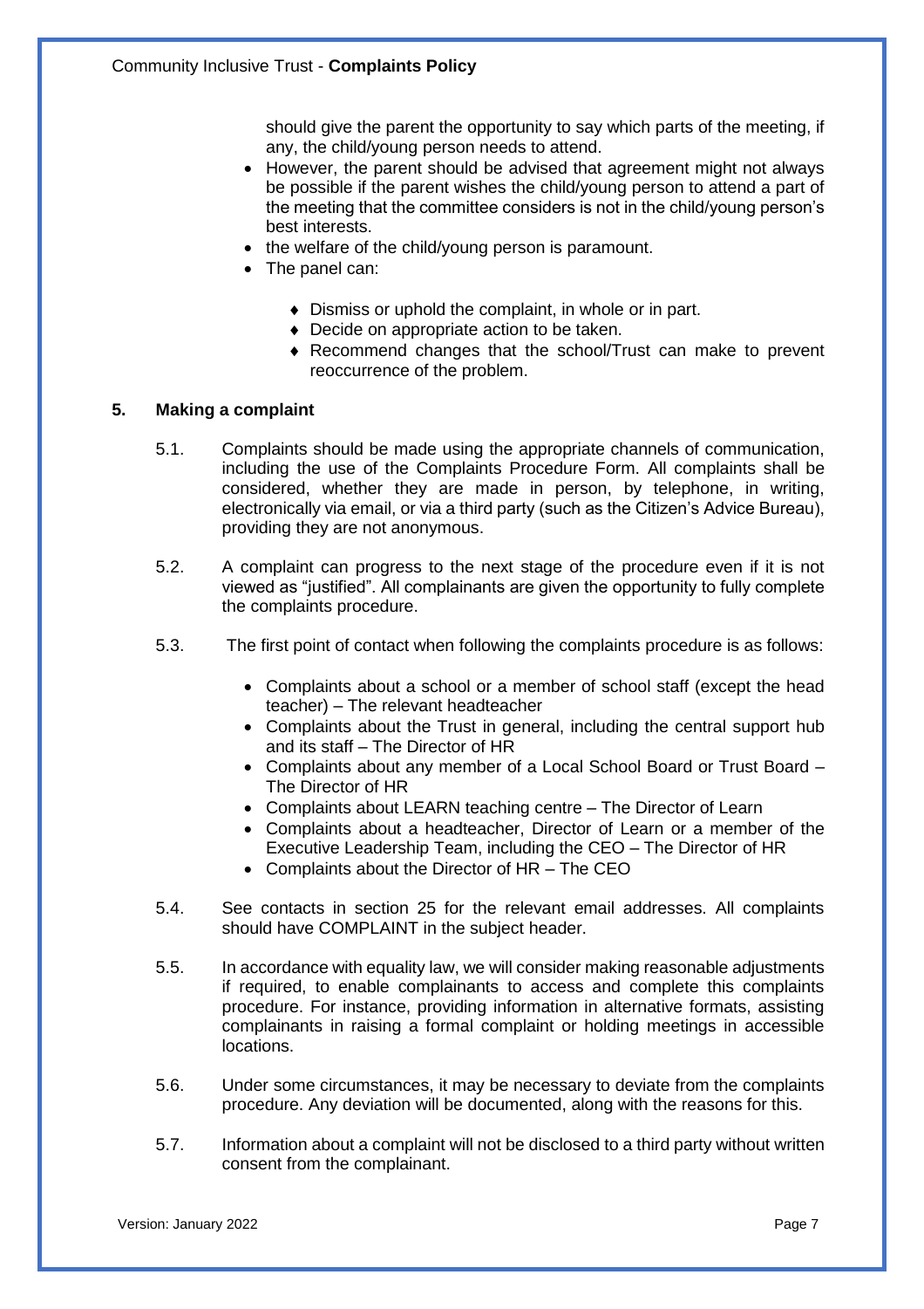should give the parent the opportunity to say which parts of the meeting, if any, the child/young person needs to attend.

- However, the parent should be advised that agreement might not always be possible if the parent wishes the child/young person to attend a part of the meeting that the committee considers is not in the child/young person's best interests.
- the welfare of the child/young person is paramount.
- The panel can:
  - Dismiss or uphold the complaint, in whole or in part.
  - Decide on appropriate action to be taken.
  - Recommend changes that the school/Trust can make to prevent reoccurrence of the problem.

## 5. Making a complaint

5.1. Complaints should be made using the appropriate channels of communication, including the use of the Complaints Procedure Form. All complaints shall be considered, whether they are made in person, by telephone, in writing, electronically via email, or via a third party (such as the Citizen's Advice Bureau), providing they are not anonymous.

5.2. A complaint can progress to the next stage of the procedure even if it is not viewed as "justified". All complainants are given the opportunity to fully complete the complaints procedure.

5.3. The first point of contact when following the complaints procedure is as follows:

- Complaints about a school or a member of school staff (except the head teacher) – The relevant headteacher
- Complaints about the Trust in general, including the central support hub and its staff – The Director of HR
- Complaints about any member of a Local School Board or Trust Board – The Director of HR
- Complaints about LEARN teaching centre – The Director of Learn
- Complaints about a headteacher, Director of Learn or a member of the Executive Leadership Team, including the CEO – The Director of HR
- Complaints about the Director of HR – The CEO

5.4. See contacts in section 25 for the relevant email addresses. All complaints should have COMPLAINT in the subject header.

5.5. In accordance with equality law, we will consider making reasonable adjustments if required, to enable complainants to access and complete this complaints procedure. For instance, providing information in alternative formats, assisting complainants in raising a formal complaint or holding meetings in accessible locations.

5.6. Under some circumstances, it may be necessary to deviate from the complaints procedure. Any deviation will be documented, along with the reasons for this.

5.7. Information about a complaint will not be disclosed to a third party without written consent from the complainant.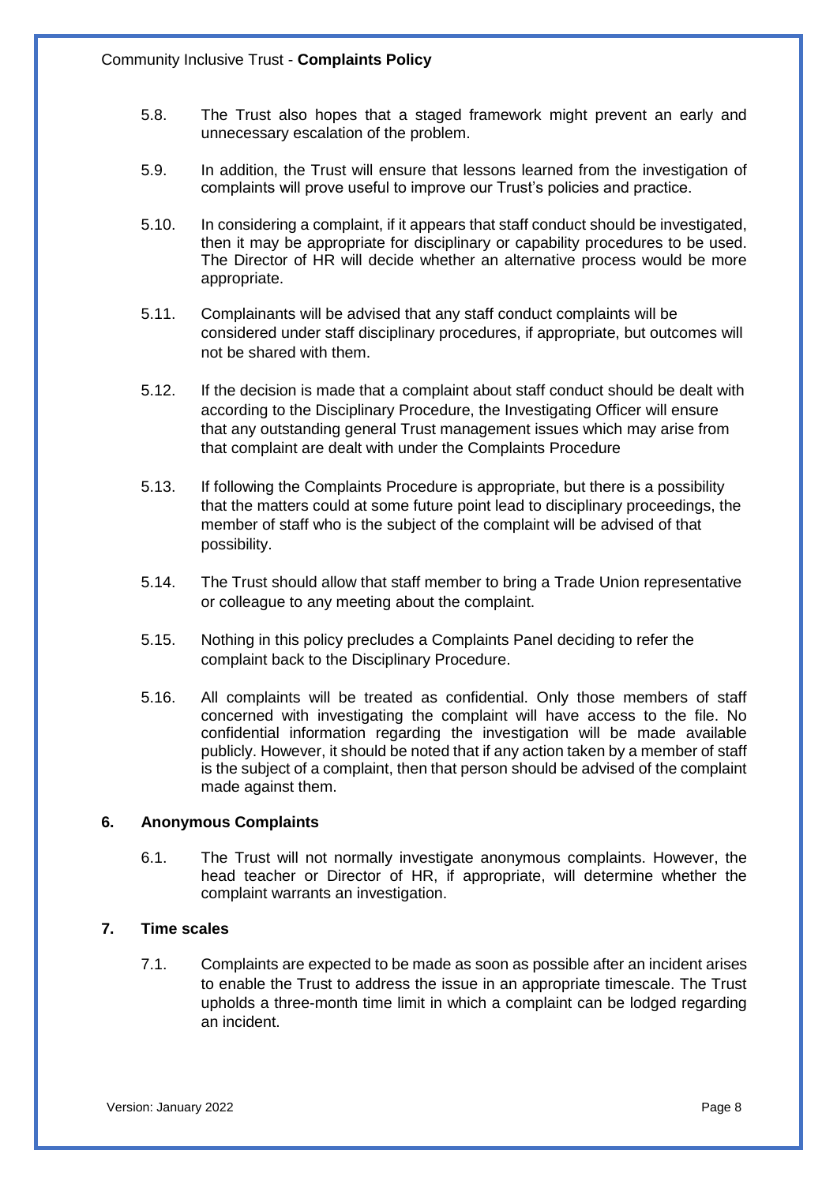5.8. The Trust also hopes that a staged framework might prevent an early and unnecessary escalation of the problem.

5.9. In addition, the Trust will ensure that lessons learned from the investigation of complaints will prove useful to improve our Trust's policies and practice.

5.10. In considering a complaint, if it appears that staff conduct should be investigated, then it may be appropriate for disciplinary or capability procedures to be used. The Director of HR will decide whether an alternative process would be more appropriate.

5.11. Complainants will be advised that any staff conduct complaints will be considered under staff disciplinary procedures, if appropriate, but outcomes will not be shared with them.

5.12. If the decision is made that a complaint about staff conduct should be dealt with according to the Disciplinary Procedure, the Investigating Officer will ensure that any outstanding general Trust management issues which may arise from that complaint are dealt with under the Complaints Procedure

5.13. If following the Complaints Procedure is appropriate, but there is a possibility that the matters could at some future point lead to disciplinary proceedings, the member of staff who is the subject of the complaint will be advised of that possibility.

5.14. The Trust should allow that staff member to bring a Trade Union representative or colleague to any meeting about the complaint.

5.15. Nothing in this policy precludes a Complaints Panel deciding to refer the complaint back to the Disciplinary Procedure.

5.16. All complaints will be treated as confidential. Only those members of staff concerned with investigating the complaint will have access to the file. No confidential information regarding the investigation will be made available publicly. However, it should be noted that if any action taken by a member of staff is the subject of a complaint, then that person should be advised of the complaint made against them.

## 6. Anonymous Complaints

6.1. The Trust will not normally investigate anonymous complaints. However, the head teacher or Director of HR, if appropriate, will determine whether the complaint warrants an investigation.

## 7. Time scales

7.1. Complaints are expected to be made as soon as possible after an incident arises to enable the Trust to address the issue in an appropriate timescale. The Trust upholds a three-month time limit in which a complaint can be lodged regarding an incident.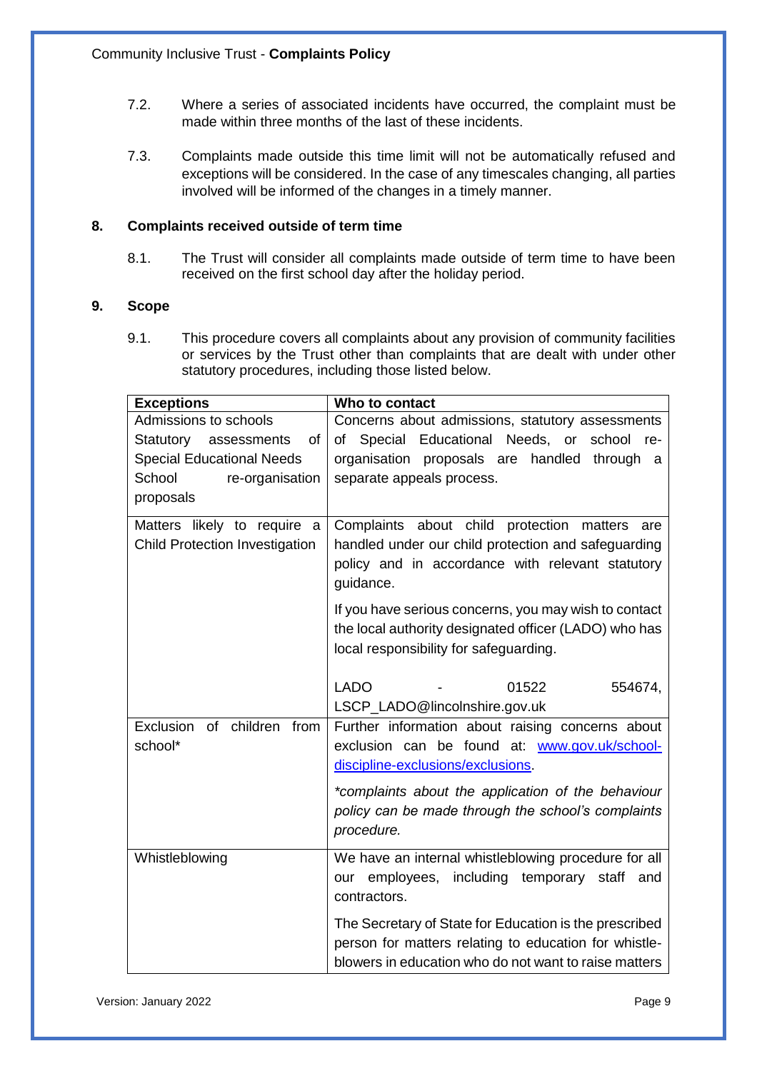7.2. Where a series of associated incidents have occurred, the complaint must be made within three months of the last of these incidents.

7.3. Complaints made outside this time limit will not be automatically refused and exceptions will be considered. In the case of any timescales changing, all parties involved will be informed of the changes in a timely manner.

## 8. Complaints received outside of term time

8.1. The Trust will consider all complaints made outside of term time to have been received on the first school day after the holiday period.

## 9. Scope

9.1. This procedure covers all complaints about any provision of community facilities or services by the Trust other than complaints that are dealt with under other statutory procedures, including those listed below.

| Exceptions | Who to contact |
|---|---|
| Admissions to schools<br>Statutory assessments of Special Educational Needs<br>School re-organisation proposals | Concerns about admissions, statutory assessments of Special Educational Needs, or school re-organisation proposals are handled through a separate appeals process. |
| Matters likely to require a Child Protection Investigation | Complaints about child protection matters are handled under our child protection and safeguarding policy and in accordance with relevant statutory guidance.<br><br>If you have serious concerns, you may wish to contact the local authority designated officer (LADO) who has local responsibility for safeguarding.<br><br>LADO - 01522 554674, LSCP_LADO@lincolnshire.gov.uk |
| Exclusion of children from school* | Further information about raising concerns about exclusion can be found at: [www.gov.uk/school-discipline-exclusions/exclusions](www.gov.uk/school-discipline-exclusions/exclusions).<br><br>*\*complaints about the application of the behaviour policy can be made through the school's complaints procedure.* |
| Whistleblowing | We have an internal whistleblowing procedure for all our employees, including temporary staff and contractors.<br><br>The Secretary of State for Education is the prescribed person for matters relating to education for whistle-blowers in education who do not want to raise matters |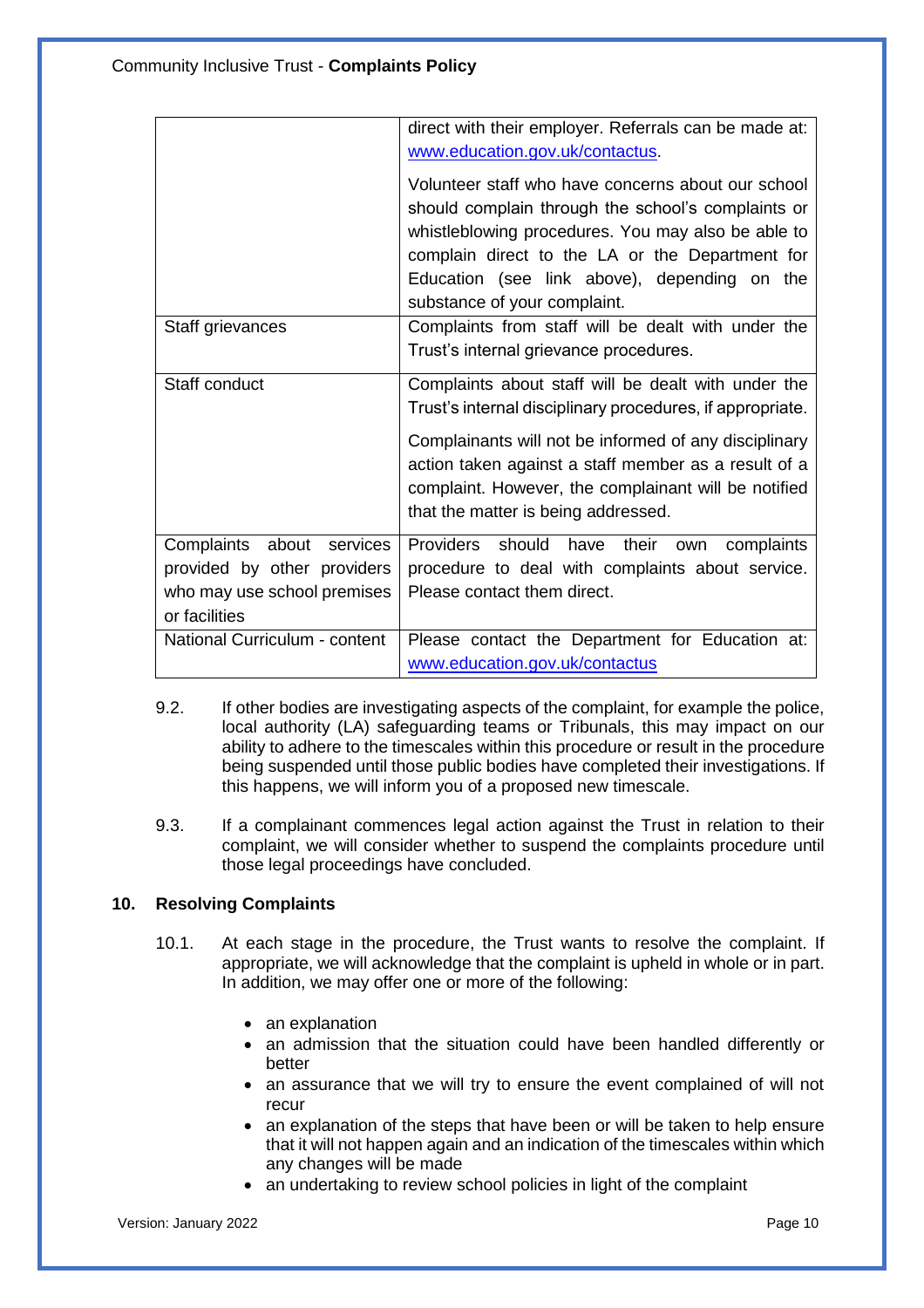| | |
|---|---|
| | direct with their employer. Referrals can be made at: www.education.gov.uk/contactus.<br><br>Volunteer staff who have concerns about our school should complain through the school's complaints or whistleblowing procedures. You may also be able to complain direct to the LA or the Department for Education (see link above), depending on the substance of your complaint. |
| Staff grievances | Complaints from staff will be dealt with under the Trust's internal grievance procedures. |
| Staff conduct | Complaints about staff will be dealt with under the Trust's internal disciplinary procedures, if appropriate.<br><br>Complainants will not be informed of any disciplinary action taken against a staff member as a result of a complaint. However, the complainant will be notified that the matter is being addressed. |
| Complaints about services provided by other providers who may use school premises or facilities | Providers should have their own complaints procedure to deal with complaints about service. Please contact them direct. |
| National Curriculum - content | Please contact the Department for Education at: www.education.gov.uk/contactus |

9.2. If other bodies are investigating aspects of the complaint, for example the police, local authority (LA) safeguarding teams or Tribunals, this may impact on our ability to adhere to the timescales within this procedure or result in the procedure being suspended until those public bodies have completed their investigations. If this happens, we will inform you of a proposed new timescale.

9.3. If a complainant commences legal action against the Trust in relation to their complaint, we will consider whether to suspend the complaints procedure until those legal proceedings have concluded.

## 10. Resolving Complaints

10.1. At each stage in the procedure, the Trust wants to resolve the complaint. If appropriate, we will acknowledge that the complaint is upheld in whole or in part. In addition, we may offer one or more of the following:

- an explanation
- an admission that the situation could have been handled differently or better
- an assurance that we will try to ensure the event complained of will not recur
- an explanation of the steps that have been or will be taken to help ensure that it will not happen again and an indication of the timescales within which any changes will be made
- an undertaking to review school policies in light of the complaint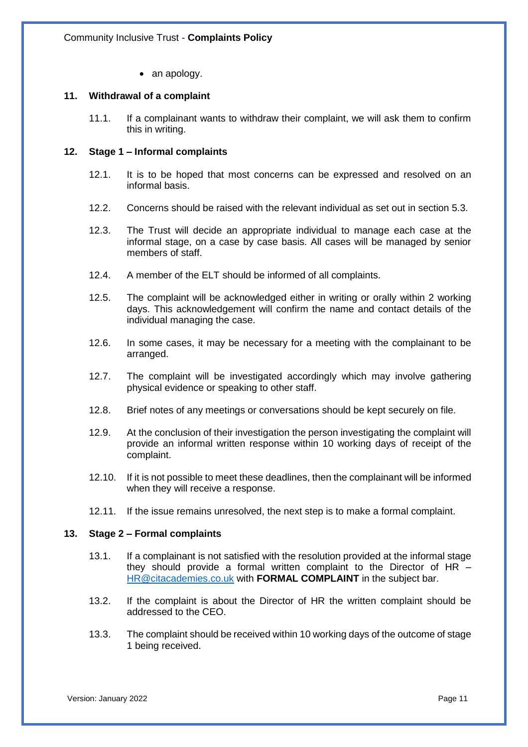- an apology.

## 11. Withdrawal of a complaint

11.1. If a complainant wants to withdraw their complaint, we will ask them to confirm this in writing.

## 12. Stage 1 – Informal complaints

12.1. It is to be hoped that most concerns can be expressed and resolved on an informal basis.

12.2. Concerns should be raised with the relevant individual as set out in section 5.3.

12.3. The Trust will decide an appropriate individual to manage each case at the informal stage, on a case by case basis. All cases will be managed by senior members of staff.

12.4. A member of the ELT should be informed of all complaints.

12.5. The complaint will be acknowledged either in writing or orally within 2 working days. This acknowledgement will confirm the name and contact details of the individual managing the case.

12.6. In some cases, it may be necessary for a meeting with the complainant to be arranged.

12.7. The complaint will be investigated accordingly which may involve gathering physical evidence or speaking to other staff.

12.8. Brief notes of any meetings or conversations should be kept securely on file.

12.9. At the conclusion of their investigation the person investigating the complaint will provide an informal written response within 10 working days of receipt of the complaint.

12.10. If it is not possible to meet these deadlines, then the complainant will be informed when they will receive a response.

12.11. If the issue remains unresolved, the next step is to make a formal complaint.

## 13. Stage 2 – Formal complaints

13.1. If a complainant is not satisfied with the resolution provided at the informal stage they should provide a formal written complaint to the Director of HR – [HR@citacademies.co.uk](mailto:HR@citacademies.co.uk) with **FORMAL COMPLAINT** in the subject bar.

13.2. If the complaint is about the Director of HR the written complaint should be addressed to the CEO.

13.3. The complaint should be received within 10 working days of the outcome of stage 1 being received.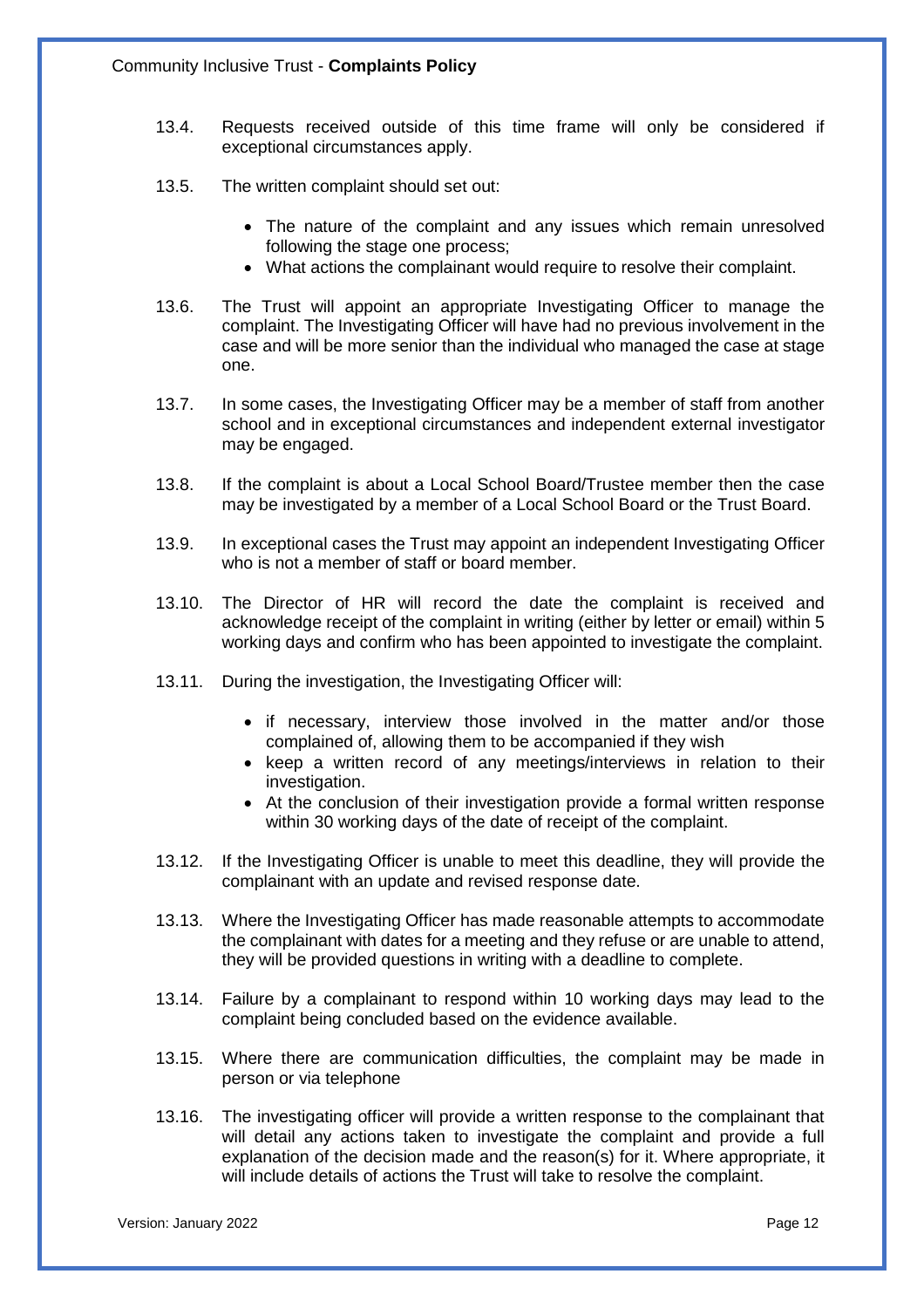13.4. Requests received outside of this time frame will only be considered if exceptional circumstances apply.

13.5. The written complaint should set out:

- The nature of the complaint and any issues which remain unresolved following the stage one process;
- What actions the complainant would require to resolve their complaint.

13.6. The Trust will appoint an appropriate Investigating Officer to manage the complaint. The Investigating Officer will have had no previous involvement in the case and will be more senior than the individual who managed the case at stage one.

13.7. In some cases, the Investigating Officer may be a member of staff from another school and in exceptional circumstances and independent external investigator may be engaged.

13.8. If the complaint is about a Local School Board/Trustee member then the case may be investigated by a member of a Local School Board or the Trust Board.

13.9. In exceptional cases the Trust may appoint an independent Investigating Officer who is not a member of staff or board member.

13.10. The Director of HR will record the date the complaint is received and acknowledge receipt of the complaint in writing (either by letter or email) within 5 working days and confirm who has been appointed to investigate the complaint.

13.11. During the investigation, the Investigating Officer will:

- if necessary, interview those involved in the matter and/or those complained of, allowing them to be accompanied if they wish
- keep a written record of any meetings/interviews in relation to their investigation.
- At the conclusion of their investigation provide a formal written response within 30 working days of the date of receipt of the complaint.

13.12. If the Investigating Officer is unable to meet this deadline, they will provide the complainant with an update and revised response date.

13.13. Where the Investigating Officer has made reasonable attempts to accommodate the complainant with dates for a meeting and they refuse or are unable to attend, they will be provided questions in writing with a deadline to complete.

13.14. Failure by a complainant to respond within 10 working days may lead to the complaint being concluded based on the evidence available.

13.15. Where there are communication difficulties, the complaint may be made in person or via telephone

13.16. The investigating officer will provide a written response to the complainant that will detail any actions taken to investigate the complaint and provide a full explanation of the decision made and the reason(s) for it. Where appropriate, it will include details of actions the Trust will take to resolve the complaint.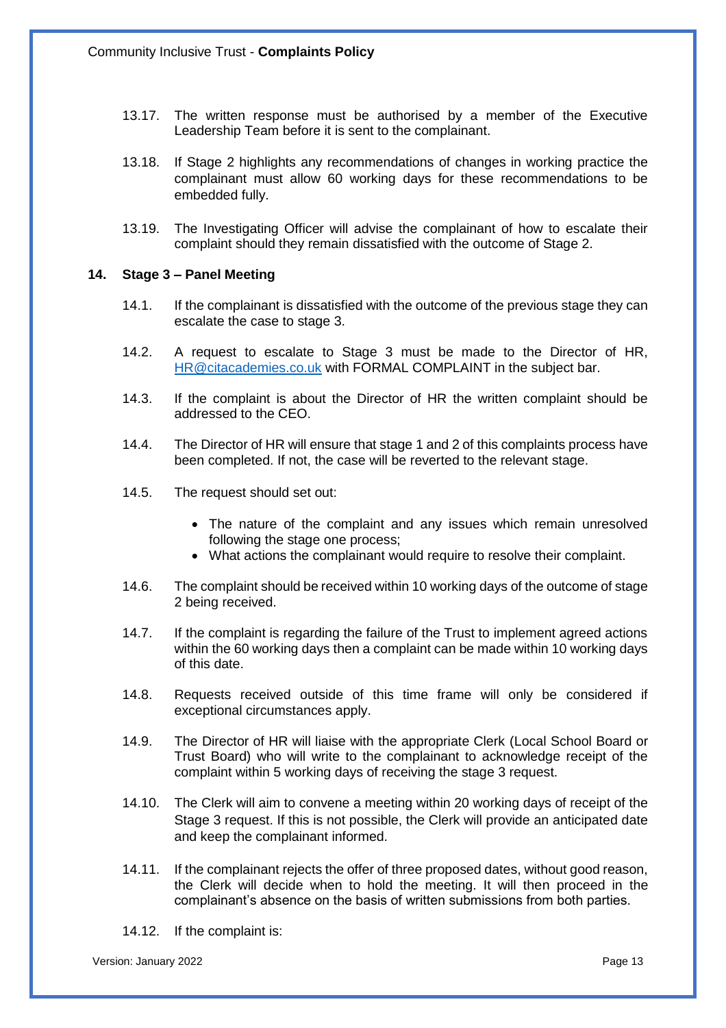13.17. The written response must be authorised by a member of the Executive Leadership Team before it is sent to the complainant.

13.18. If Stage 2 highlights any recommendations of changes in working practice the complainant must allow 60 working days for these recommendations to be embedded fully.

13.19. The Investigating Officer will advise the complainant of how to escalate their complaint should they remain dissatisfied with the outcome of Stage 2.

## 14. Stage 3 – Panel Meeting

14.1. If the complainant is dissatisfied with the outcome of the previous stage they can escalate the case to stage 3.

14.2. A request to escalate to Stage 3 must be made to the Director of HR, [HR@citacademies.co.uk](mailto:HR@citacademies.co.uk) with FORMAL COMPLAINT in the subject bar.

14.3. If the complaint is about the Director of HR the written complaint should be addressed to the CEO.

14.4. The Director of HR will ensure that stage 1 and 2 of this complaints process have been completed. If not, the case will be reverted to the relevant stage.

14.5. The request should set out:

- The nature of the complaint and any issues which remain unresolved following the stage one process;
- What actions the complainant would require to resolve their complaint.

14.6. The complaint should be received within 10 working days of the outcome of stage 2 being received.

14.7. If the complaint is regarding the failure of the Trust to implement agreed actions within the 60 working days then a complaint can be made within 10 working days of this date.

14.8. Requests received outside of this time frame will only be considered if exceptional circumstances apply.

14.9. The Director of HR will liaise with the appropriate Clerk (Local School Board or Trust Board) who will write to the complainant to acknowledge receipt of the complaint within 5 working days of receiving the stage 3 request.

14.10. The Clerk will aim to convene a meeting within 20 working days of receipt of the Stage 3 request. If this is not possible, the Clerk will provide an anticipated date and keep the complainant informed.

14.11. If the complainant rejects the offer of three proposed dates, without good reason, the Clerk will decide when to hold the meeting. It will then proceed in the complainant's absence on the basis of written submissions from both parties.

14.12. If the complaint is: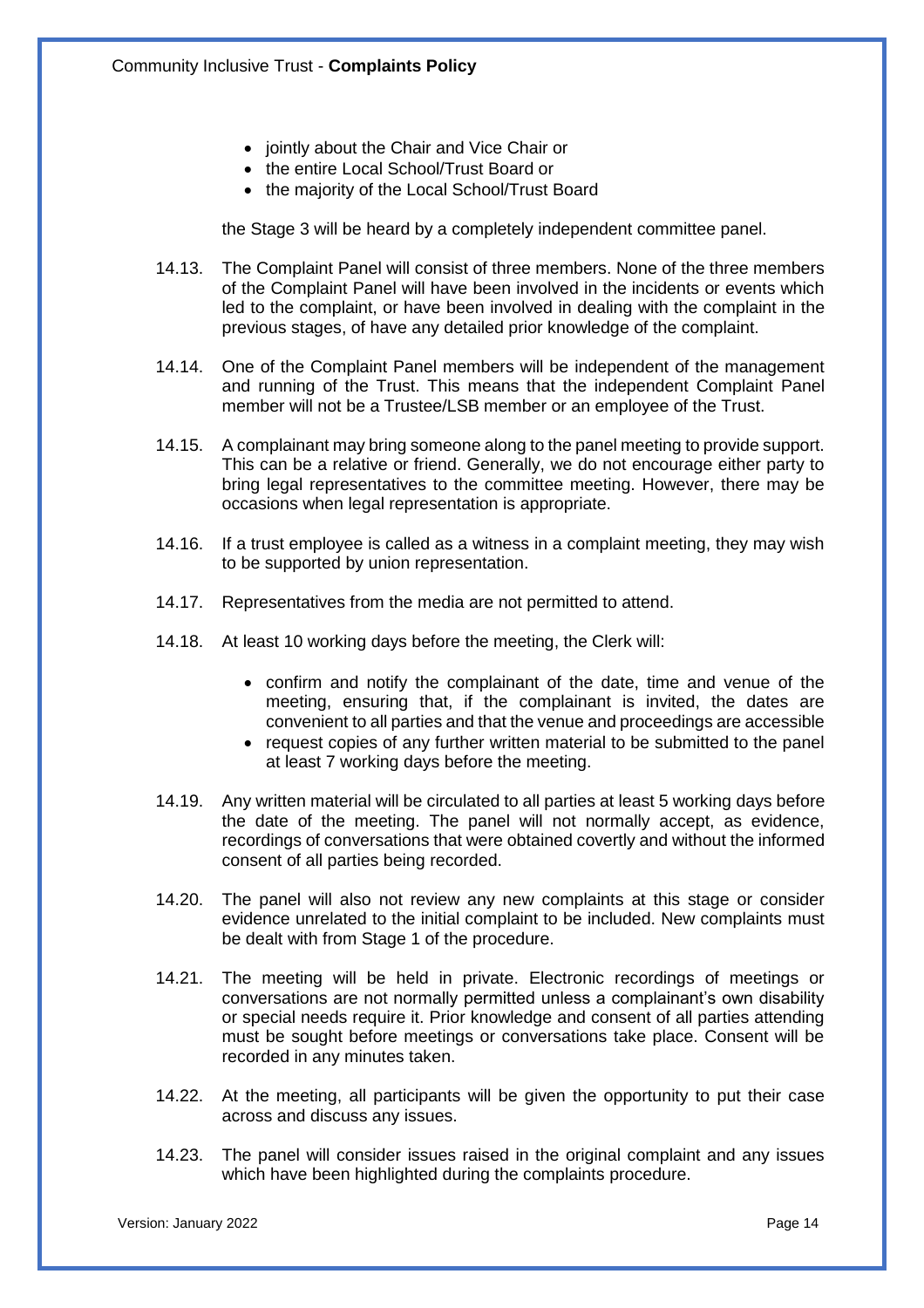- jointly about the Chair and Vice Chair or
- the entire Local School/Trust Board or
- the majority of the Local School/Trust Board

the Stage 3 will be heard by a completely independent committee panel.

14.13. The Complaint Panel will consist of three members. None of the three members of the Complaint Panel will have been involved in the incidents or events which led to the complaint, or have been involved in dealing with the complaint in the previous stages, of have any detailed prior knowledge of the complaint.

14.14. One of the Complaint Panel members will be independent of the management and running of the Trust. This means that the independent Complaint Panel member will not be a Trustee/LSB member or an employee of the Trust.

14.15. A complainant may bring someone along to the panel meeting to provide support. This can be a relative or friend. Generally, we do not encourage either party to bring legal representatives to the committee meeting. However, there may be occasions when legal representation is appropriate.

14.16. If a trust employee is called as a witness in a complaint meeting, they may wish to be supported by union representation.

14.17. Representatives from the media are not permitted to attend.

14.18. At least 10 working days before the meeting, the Clerk will:

- confirm and notify the complainant of the date, time and venue of the meeting, ensuring that, if the complainant is invited, the dates are convenient to all parties and that the venue and proceedings are accessible
- request copies of any further written material to be submitted to the panel at least 7 working days before the meeting.

14.19. Any written material will be circulated to all parties at least 5 working days before the date of the meeting. The panel will not normally accept, as evidence, recordings of conversations that were obtained covertly and without the informed consent of all parties being recorded.

14.20. The panel will also not review any new complaints at this stage or consider evidence unrelated to the initial complaint to be included. New complaints must be dealt with from Stage 1 of the procedure.

14.21. The meeting will be held in private. Electronic recordings of meetings or conversations are not normally permitted unless a complainant's own disability or special needs require it. Prior knowledge and consent of all parties attending must be sought before meetings or conversations take place. Consent will be recorded in any minutes taken.

14.22. At the meeting, all participants will be given the opportunity to put their case across and discuss any issues.

14.23. The panel will consider issues raised in the original complaint and any issues which have been highlighted during the complaints procedure.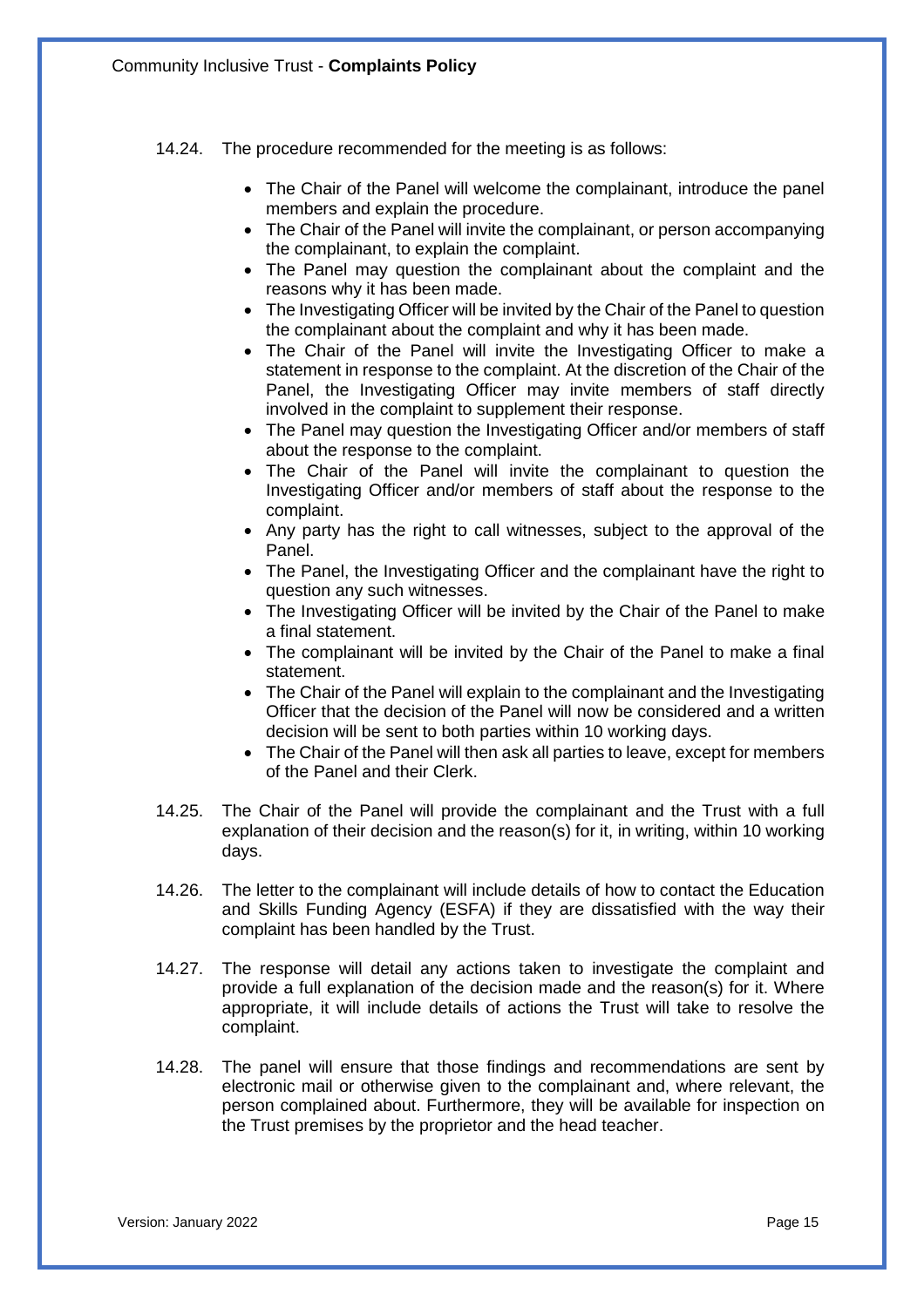14.24. The procedure recommended for the meeting is as follows:

- The Chair of the Panel will welcome the complainant, introduce the panel members and explain the procedure.
- The Chair of the Panel will invite the complainant, or person accompanying the complainant, to explain the complaint.
- The Panel may question the complainant about the complaint and the reasons why it has been made.
- The Investigating Officer will be invited by the Chair of the Panel to question the complainant about the complaint and why it has been made.
- The Chair of the Panel will invite the Investigating Officer to make a statement in response to the complaint. At the discretion of the Chair of the Panel, the Investigating Officer may invite members of staff directly involved in the complaint to supplement their response.
- The Panel may question the Investigating Officer and/or members of staff about the response to the complaint.
- The Chair of the Panel will invite the complainant to question the Investigating Officer and/or members of staff about the response to the complaint.
- Any party has the right to call witnesses, subject to the approval of the Panel.
- The Panel, the Investigating Officer and the complainant have the right to question any such witnesses.
- The Investigating Officer will be invited by the Chair of the Panel to make a final statement.
- The complainant will be invited by the Chair of the Panel to make a final statement.
- The Chair of the Panel will explain to the complainant and the Investigating Officer that the decision of the Panel will now be considered and a written decision will be sent to both parties within 10 working days.
- The Chair of the Panel will then ask all parties to leave, except for members of the Panel and their Clerk.

14.25. The Chair of the Panel will provide the complainant and the Trust with a full explanation of their decision and the reason(s) for it, in writing, within 10 working days.

14.26. The letter to the complainant will include details of how to contact the Education and Skills Funding Agency (ESFA) if they are dissatisfied with the way their complaint has been handled by the Trust.

14.27. The response will detail any actions taken to investigate the complaint and provide a full explanation of the decision made and the reason(s) for it. Where appropriate, it will include details of actions the Trust will take to resolve the complaint.

14.28. The panel will ensure that those findings and recommendations are sent by electronic mail or otherwise given to the complainant and, where relevant, the person complained about. Furthermore, they will be available for inspection on the Trust premises by the proprietor and the head teacher.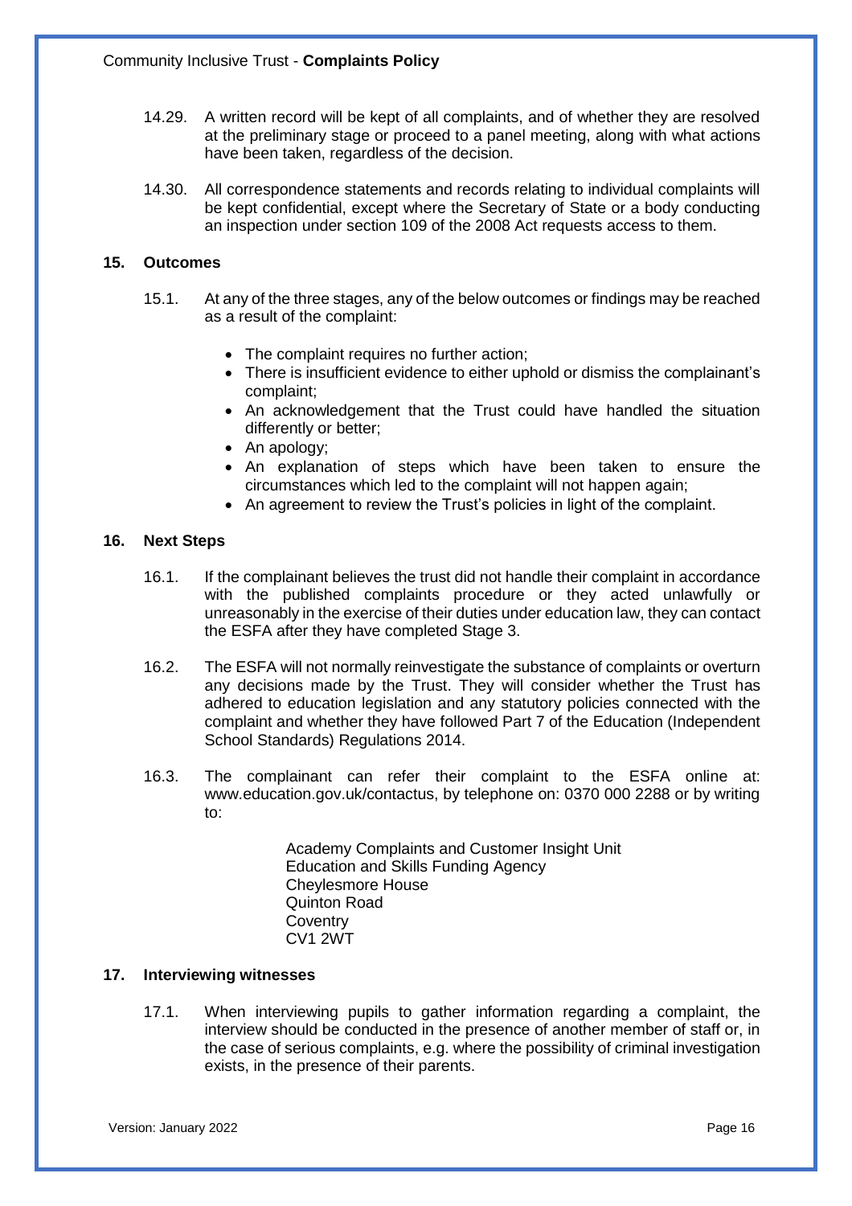14.29. A written record will be kept of all complaints, and of whether they are resolved at the preliminary stage or proceed to a panel meeting, along with what actions have been taken, regardless of the decision.

14.30. All correspondence statements and records relating to individual complaints will be kept confidential, except where the Secretary of State or a body conducting an inspection under section 109 of the 2008 Act requests access to them.

## 15. Outcomes

15.1. At any of the three stages, any of the below outcomes or findings may be reached as a result of the complaint:

- The complaint requires no further action;
- There is insufficient evidence to either uphold or dismiss the complainant's complaint;
- An acknowledgement that the Trust could have handled the situation differently or better;
- An apology;
- An explanation of steps which have been taken to ensure the circumstances which led to the complaint will not happen again;
- An agreement to review the Trust's policies in light of the complaint.

## 16. Next Steps

16.1. If the complainant believes the trust did not handle their complaint in accordance with the published complaints procedure or they acted unlawfully or unreasonably in the exercise of their duties under education law, they can contact the ESFA after they have completed Stage 3.

16.2. The ESFA will not normally reinvestigate the substance of complaints or overturn any decisions made by the Trust. They will consider whether the Trust has adhered to education legislation and any statutory policies connected with the complaint and whether they have followed Part 7 of the Education (Independent School Standards) Regulations 2014.

16.3. The complainant can refer their complaint to the ESFA online at: www.education.gov.uk/contactus, by telephone on: 0370 000 2288 or by writing to:

Academy Complaints and Customer Insight Unit
Education and Skills Funding Agency
Cheylesmore House
Quinton Road
Coventry
CV1 2WT

## 17. Interviewing witnesses

17.1. When interviewing pupils to gather information regarding a complaint, the interview should be conducted in the presence of another member of staff or, in the case of serious complaints, e.g. where the possibility of criminal investigation exists, in the presence of their parents.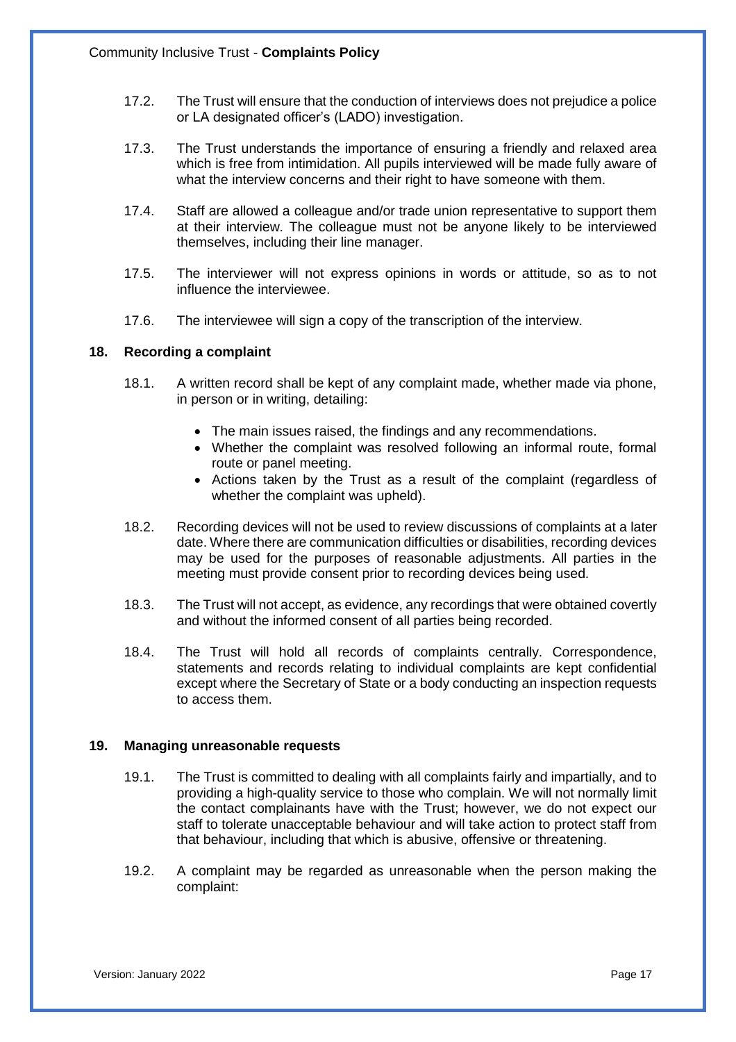17.2. The Trust will ensure that the conduction of interviews does not prejudice a police or LA designated officer's (LADO) investigation.

17.3. The Trust understands the importance of ensuring a friendly and relaxed area which is free from intimidation. All pupils interviewed will be made fully aware of what the interview concerns and their right to have someone with them.

17.4. Staff are allowed a colleague and/or trade union representative to support them at their interview. The colleague must not be anyone likely to be interviewed themselves, including their line manager.

17.5. The interviewer will not express opinions in words or attitude, so as to not influence the interviewee.

17.6. The interviewee will sign a copy of the transcription of the interview.

## 18. Recording a complaint

18.1. A written record shall be kept of any complaint made, whether made via phone, in person or in writing, detailing:

- The main issues raised, the findings and any recommendations.
- Whether the complaint was resolved following an informal route, formal route or panel meeting.
- Actions taken by the Trust as a result of the complaint (regardless of whether the complaint was upheld).

18.2. Recording devices will not be used to review discussions of complaints at a later date. Where there are communication difficulties or disabilities, recording devices may be used for the purposes of reasonable adjustments. All parties in the meeting must provide consent prior to recording devices being used.

18.3. The Trust will not accept, as evidence, any recordings that were obtained covertly and without the informed consent of all parties being recorded.

18.4. The Trust will hold all records of complaints centrally. Correspondence, statements and records relating to individual complaints are kept confidential except where the Secretary of State or a body conducting an inspection requests to access them.

## 19. Managing unreasonable requests

19.1. The Trust is committed to dealing with all complaints fairly and impartially, and to providing a high-quality service to those who complain. We will not normally limit the contact complainants have with the Trust; however, we do not expect our staff to tolerate unacceptable behaviour and will take action to protect staff from that behaviour, including that which is abusive, offensive or threatening.

19.2. A complaint may be regarded as unreasonable when the person making the complaint: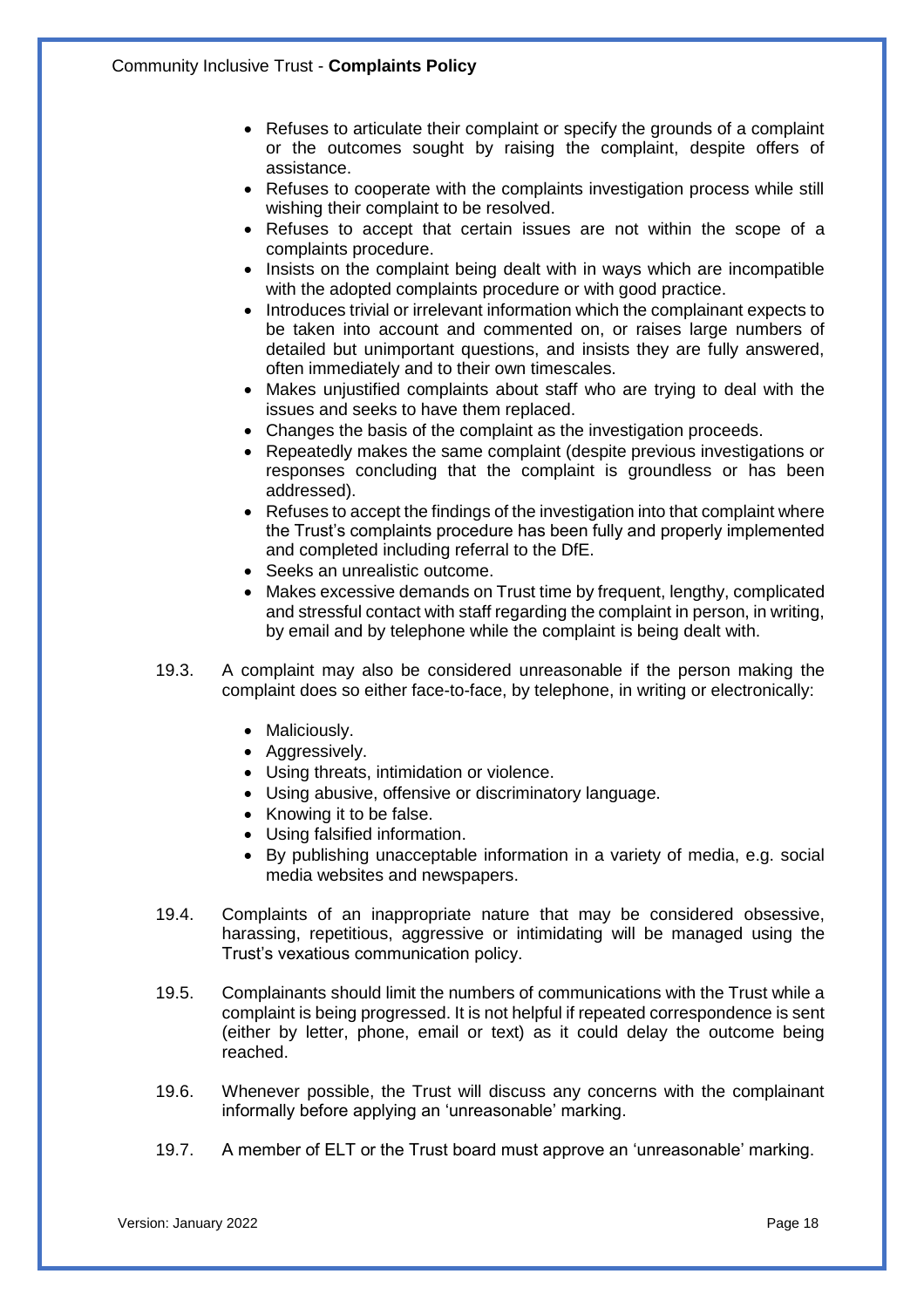- Refuses to articulate their complaint or specify the grounds of a complaint or the outcomes sought by raising the complaint, despite offers of assistance.
- Refuses to cooperate with the complaints investigation process while still wishing their complaint to be resolved.
- Refuses to accept that certain issues are not within the scope of a complaints procedure.
- Insists on the complaint being dealt with in ways which are incompatible with the adopted complaints procedure or with good practice.
- Introduces trivial or irrelevant information which the complainant expects to be taken into account and commented on, or raises large numbers of detailed but unimportant questions, and insists they are fully answered, often immediately and to their own timescales.
- Makes unjustified complaints about staff who are trying to deal with the issues and seeks to have them replaced.
- Changes the basis of the complaint as the investigation proceeds.
- Repeatedly makes the same complaint (despite previous investigations or responses concluding that the complaint is groundless or has been addressed).
- Refuses to accept the findings of the investigation into that complaint where the Trust's complaints procedure has been fully and properly implemented and completed including referral to the DfE.
- Seeks an unrealistic outcome.
- Makes excessive demands on Trust time by frequent, lengthy, complicated and stressful contact with staff regarding the complaint in person, in writing, by email and by telephone while the complaint is being dealt with.

19.3. A complaint may also be considered unreasonable if the person making the complaint does so either face-to-face, by telephone, in writing or electronically:

- Maliciously.
- Aggressively.
- Using threats, intimidation or violence.
- Using abusive, offensive or discriminatory language.
- Knowing it to be false.
- Using falsified information.
- By publishing unacceptable information in a variety of media, e.g. social media websites and newspapers.

19.4. Complaints of an inappropriate nature that may be considered obsessive, harassing, repetitious, aggressive or intimidating will be managed using the Trust's vexatious communication policy.

19.5. Complainants should limit the numbers of communications with the Trust while a complaint is being progressed. It is not helpful if repeated correspondence is sent (either by letter, phone, email or text) as it could delay the outcome being reached.

19.6. Whenever possible, the Trust will discuss any concerns with the complainant informally before applying an 'unreasonable' marking.

19.7. A member of ELT or the Trust board must approve an 'unreasonable' marking.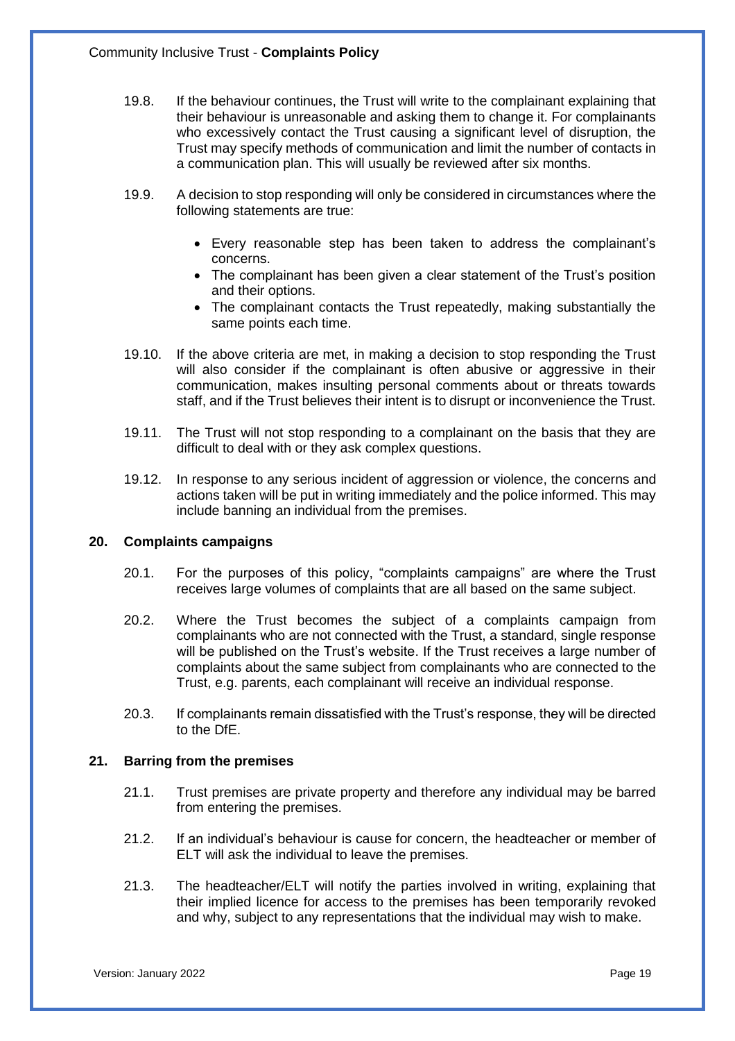19.8. If the behaviour continues, the Trust will write to the complainant explaining that their behaviour is unreasonable and asking them to change it. For complainants who excessively contact the Trust causing a significant level of disruption, the Trust may specify methods of communication and limit the number of contacts in a communication plan. This will usually be reviewed after six months.

19.9. A decision to stop responding will only be considered in circumstances where the following statements are true:

- Every reasonable step has been taken to address the complainant's concerns.
- The complainant has been given a clear statement of the Trust's position and their options.
- The complainant contacts the Trust repeatedly, making substantially the same points each time.

19.10. If the above criteria are met, in making a decision to stop responding the Trust will also consider if the complainant is often abusive or aggressive in their communication, makes insulting personal comments about or threats towards staff, and if the Trust believes their intent is to disrupt or inconvenience the Trust.

19.11. The Trust will not stop responding to a complainant on the basis that they are difficult to deal with or they ask complex questions.

19.12. In response to any serious incident of aggression or violence, the concerns and actions taken will be put in writing immediately and the police informed. This may include banning an individual from the premises.

## 20. Complaints campaigns

20.1. For the purposes of this policy, "complaints campaigns" are where the Trust receives large volumes of complaints that are all based on the same subject.

20.2. Where the Trust becomes the subject of a complaints campaign from complainants who are not connected with the Trust, a standard, single response will be published on the Trust's website. If the Trust receives a large number of complaints about the same subject from complainants who are connected to the Trust, e.g. parents, each complainant will receive an individual response.

20.3. If complainants remain dissatisfied with the Trust's response, they will be directed to the DfE.

## 21. Barring from the premises

21.1. Trust premises are private property and therefore any individual may be barred from entering the premises.

21.2. If an individual's behaviour is cause for concern, the headteacher or member of ELT will ask the individual to leave the premises.

21.3. The headteacher/ELT will notify the parties involved in writing, explaining that their implied licence for access to the premises has been temporarily revoked and why, subject to any representations that the individual may wish to make.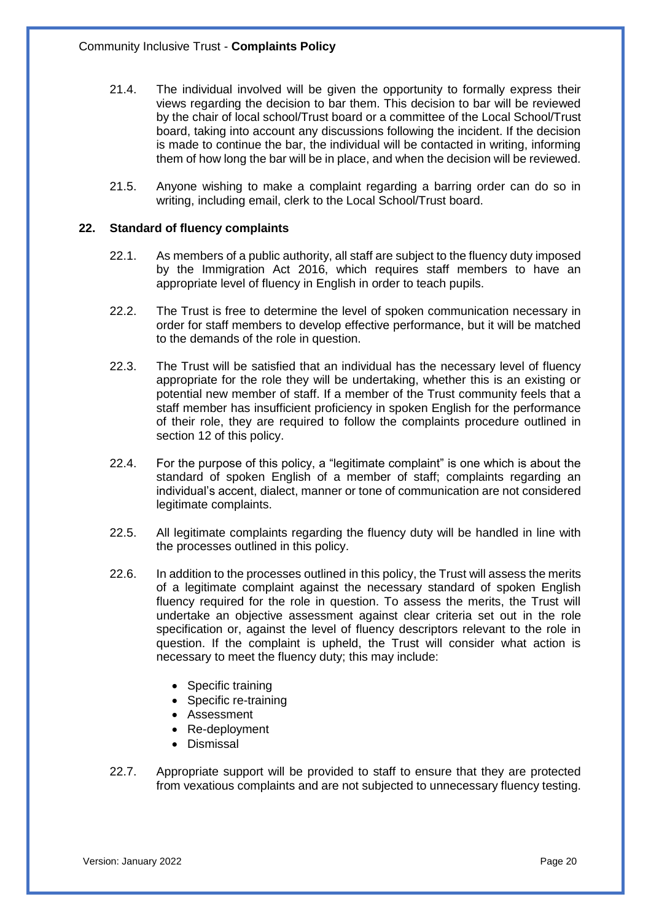21.4. The individual involved will be given the opportunity to formally express their views regarding the decision to bar them. This decision to bar will be reviewed by the chair of local school/Trust board or a committee of the Local School/Trust board, taking into account any discussions following the incident. If the decision is made to continue the bar, the individual will be contacted in writing, informing them of how long the bar will be in place, and when the decision will be reviewed.

21.5. Anyone wishing to make a complaint regarding a barring order can do so in writing, including email, clerk to the Local School/Trust board.

## 22. Standard of fluency complaints

22.1. As members of a public authority, all staff are subject to the fluency duty imposed by the Immigration Act 2016, which requires staff members to have an appropriate level of fluency in English in order to teach pupils.

22.2. The Trust is free to determine the level of spoken communication necessary in order for staff members to develop effective performance, but it will be matched to the demands of the role in question.

22.3. The Trust will be satisfied that an individual has the necessary level of fluency appropriate for the role they will be undertaking, whether this is an existing or potential new member of staff. If a member of the Trust community feels that a staff member has insufficient proficiency in spoken English for the performance of their role, they are required to follow the complaints procedure outlined in section 12 of this policy.

22.4. For the purpose of this policy, a "legitimate complaint" is one which is about the standard of spoken English of a member of staff; complaints regarding an individual's accent, dialect, manner or tone of communication are not considered legitimate complaints.

22.5. All legitimate complaints regarding the fluency duty will be handled in line with the processes outlined in this policy.

22.6. In addition to the processes outlined in this policy, the Trust will assess the merits of a legitimate complaint against the necessary standard of spoken English fluency required for the role in question. To assess the merits, the Trust will undertake an objective assessment against clear criteria set out in the role specification or, against the level of fluency descriptors relevant to the role in question. If the complaint is upheld, the Trust will consider what action is necessary to meet the fluency duty; this may include:

- Specific training
- Specific re-training
- Assessment
- Re-deployment
- Dismissal

22.7. Appropriate support will be provided to staff to ensure that they are protected from vexatious complaints and are not subjected to unnecessary fluency testing.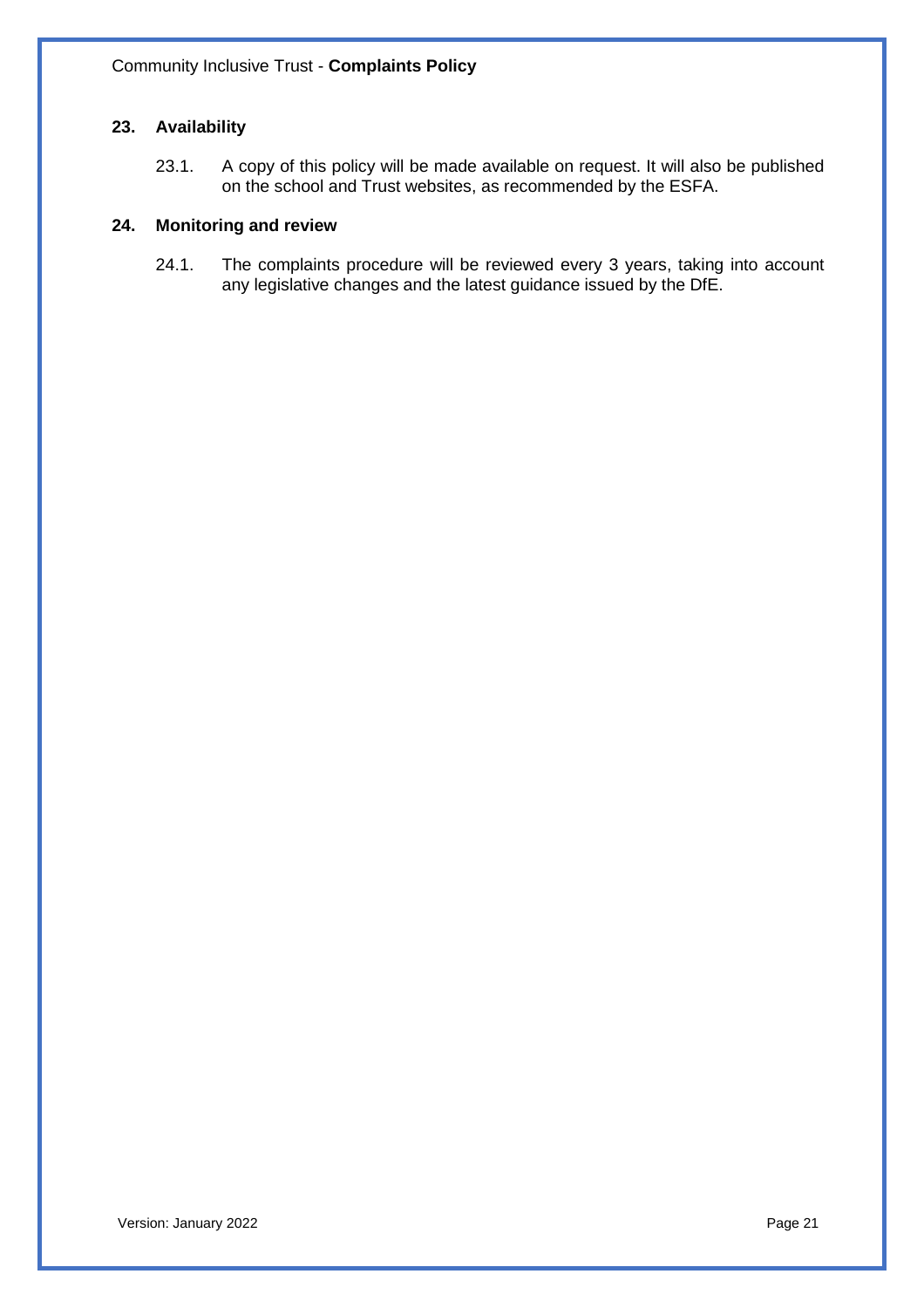## 23. Availability

23.1. A copy of this policy will be made available on request. It will also be published on the school and Trust websites, as recommended by the ESFA.

## 24. Monitoring and review

24.1. The complaints procedure will be reviewed every 3 years, taking into account any legislative changes and the latest guidance issued by the DfE.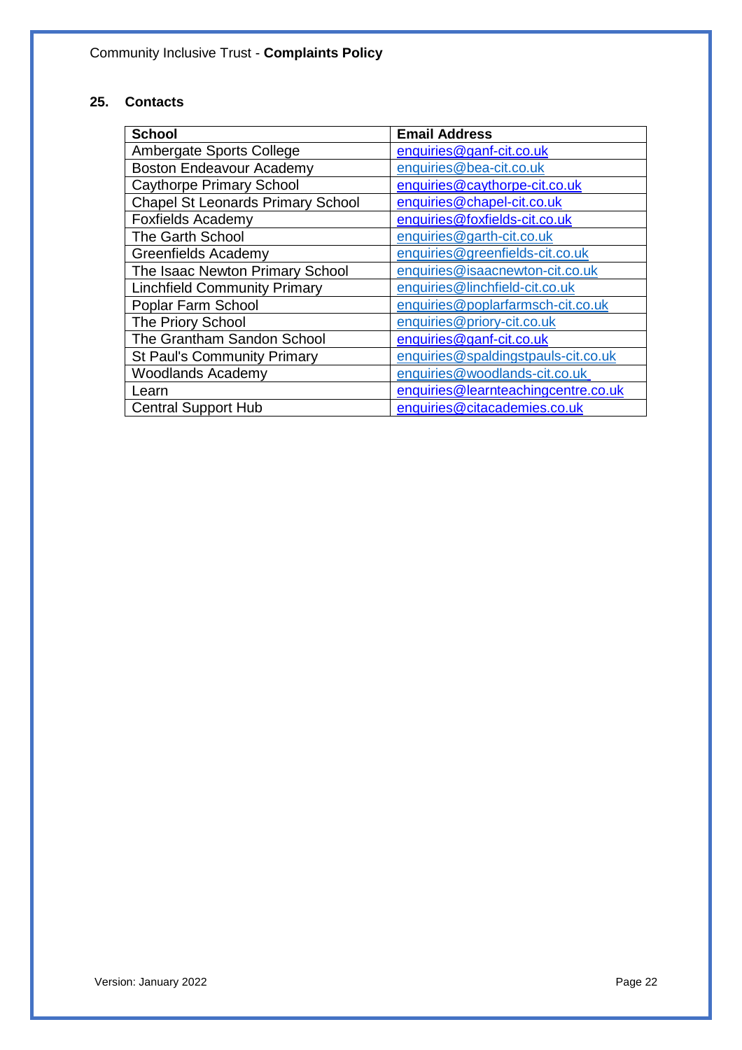## 25. Contacts

| School | Email Address |
|---|---|
| Ambergate Sports College | enquiries@ganf-cit.co.uk |
| Boston Endeavour Academy | enquiries@bea-cit.co.uk |
| Caythorpe Primary School | enquiries@caythorpe-cit.co.uk |
| Chapel St Leonards Primary School | enquiries@chapel-cit.co.uk |
| Foxfields Academy | enquiries@foxfields-cit.co.uk |
| The Garth School | enquiries@garth-cit.co.uk |
| Greenfields Academy | enquiries@greenfields-cit.co.uk |
| The Isaac Newton Primary School | enquiries@isaacnewton-cit.co.uk |
| Linchfield Community Primary | enquiries@linchfield-cit.co.uk |
| Poplar Farm School | enquiries@poplarfarmsch-cit.co.uk |
| The Priory School | enquiries@priory-cit.co.uk |
| The Grantham Sandon School | enquiries@ganf-cit.co.uk |
| St Paul's Community Primary | enquiries@spaldingstpauls-cit.co.uk |
| Woodlands Academy | enquiries@woodlands-cit.co.uk |
| Learn | enquiries@learnteachingcentre.co.uk |
| Central Support Hub | enquiries@citacademies.co.uk |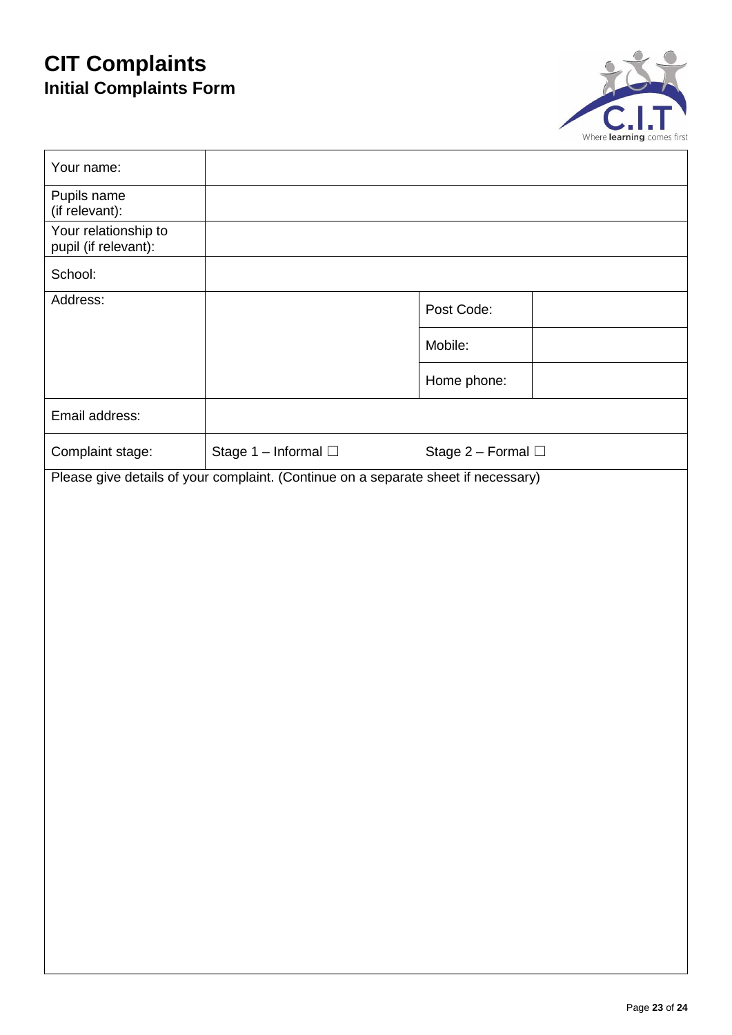# CIT Complaints

## Initial Complaints Form

| Your name: | | | |
|---|---|---|---|
| Pupils name (if relevant): | | | |
| Your relationship to pupil (if relevant): | | | |
| School: | | | |
| Address: | | Post Code: | |
| | | Mobile: | |
| | | Home phone: | |
| Email address: | | | |
| Complaint stage: | Stage 1 – Informal ☐ | Stage 2 – Formal ☐ | |

Please give details of your complaint. (Continue on a separate sheet if necessary)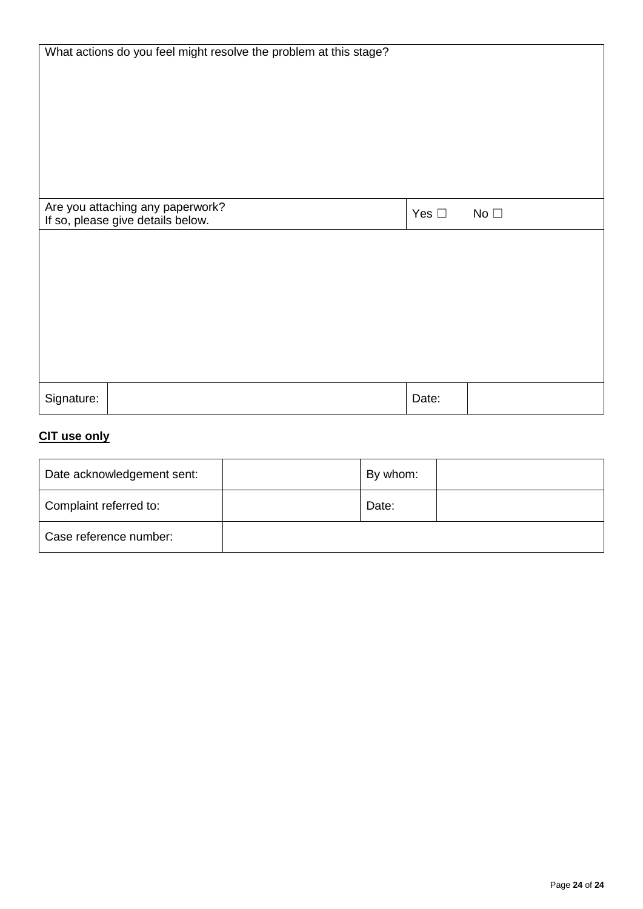| What actions do you feel might resolve the problem at this stage? | | | |
|---|---|---|---|
| | | | |
| Are you attaching any paperwork?<br>If so, please give details below. | | Yes ☐ No ☐ | |
| | | | |
| Signature: | | Date: | |

**CIT use only**

| | | | |
|---|---|---|---|
| Date acknowledgement sent: | | By whom: | |
| Complaint referred to: | | Date: | |
| Case reference number: | | | |